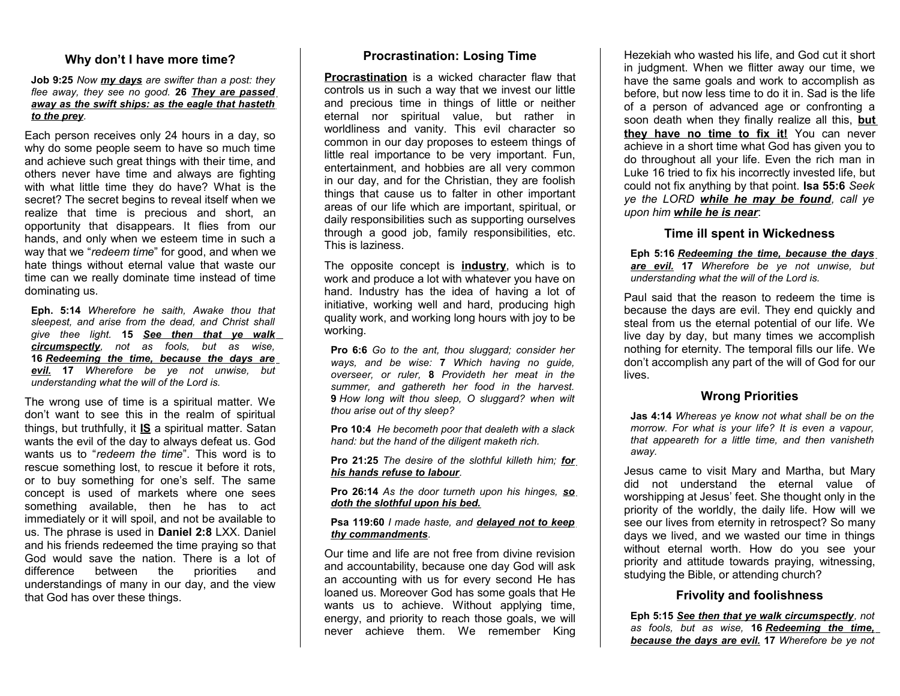## Why don't I have more time?

**Job 9:25** *Now* ***my days*** *are swifter than a post: they flee away, they see no good.* **26** ***They are passed away as the swift ships: as the eagle that hasteth to the prey****.*

Each person receives only 24 hours in a day, so why do some people seem to have so much time and achieve such great things with their time, and others never have time and always are fighting with what little time they do have? What is the secret? The secret begins to reveal itself when we realize that time is precious and short, an opportunity that disappears. It flies from our hands, and only when we esteem time in such a way that we "*redeem time*" for good, and when we hate things without eternal value that waste our time can we really dominate time instead of time dominating us.

**Eph. 5:14** *Wherefore he saith, Awake thou that sleepest, and arise from the dead, and Christ shall give thee light.* **15** ***See then that ye walk circumspectly****, not as fools, but as wise,* **16** ***Redeeming the time, because the days are evil.*** **17** *Wherefore be ye not unwise, but understanding what the will of the Lord is.*

The wrong use of time is a spiritual matter. We don't want to see this in the realm of spiritual things, but truthfully, it **IS** a spiritual matter. Satan wants the evil of the day to always defeat us. God wants us to "*redeem the time*". This word is to rescue something lost, to rescue it before it rots, or to buy something for one's self. The same concept is used of markets where one sees something available, then he has to act immediately or it will spoil, and not be available to us. The phrase is used in **Daniel 2:8** LXX. Daniel and his friends redeemed the time praying so that God would save the nation. There is a lot of difference between the priorities and understandings of many in our day, and the view that God has over these things.

## Procrastination: Losing Time

**Procrastination** is a wicked character flaw that controls us in such a way that we invest our little and precious time in things of little or neither eternal nor spiritual value, but rather in worldliness and vanity. This evil character so common in our day proposes to esteem things of little real importance to be very important. Fun, entertainment, and hobbies are all very common in our day, and for the Christian, they are foolish things that cause us to falter in other important areas of our life which are important, spiritual, or daily responsibilities such as supporting ourselves through a good job, family responsibilities, etc. This is laziness.

The opposite concept is **industry**, which is to work and produce a lot with whatever you have on hand. Industry has the idea of having a lot of initiative, working well and hard, producing high quality work, and working long hours with joy to be working.

**Pro 6:6** *Go to the ant, thou sluggard; consider her ways, and be wise:* **7** *Which having no guide, overseer, or ruler,* **8** *Provideth her meat in the summer, and gathereth her food in the harvest.* **9** *How long wilt thou sleep, O sluggard? when wilt thou arise out of thy sleep?*

**Pro 10:4** *He becometh poor that dealeth with a slack hand: but the hand of the diligent maketh rich.*

**Pro 21:25** *The desire of the slothful killeth him;* ***for his hands refuse to labour****.*

**Pro 26:14** *As the door turneth upon his hinges,* ***so doth the slothful upon his bed.***

**Psa 119:60** *I made haste, and* ***delayed not to keep thy commandments****.*

Our time and life are not free from divine revision and accountability, because one day God will ask an accounting with us for every second He has loaned us. Moreover God has some goals that He wants us to achieve. Without applying time, energy, and priority to reach those goals, we will never achieve them. We remember King Hezekiah who wasted his life, and God cut it short in judgment. When we flitter away our time, we have the same goals and work to accomplish as before, but now less time to do it in. Sad is the life of a person of advanced age or confronting a soon death when they finally realize all this, **but they have no time to fix it!** You can never achieve in a short time what God has given you to do throughout all your life. Even the rich man in Luke 16 tried to fix his incorrectly invested life, but could not fix anything by that point. **Isa 55:6** *Seek ye the LORD* ***while he may be found****, call ye upon him* ***while he is near****:*

## Time ill spent in Wickedness

**Eph 5:16** ***Redeeming the time, because the days are evil.*** **17** *Wherefore be ye not unwise, but understanding what the will of the Lord is.*

Paul said that the reason to redeem the time is because the days are evil. They end quickly and steal from us the eternal potential of our life. We live day by day, but many times we accomplish nothing for eternity. The temporal fills our life. We don't accomplish any part of the will of God for our lives.

## Wrong Priorities

**Jas 4:14** *Whereas ye know not what shall be on the morrow. For what is your life? It is even a vapour, that appeareth for a little time, and then vanisheth away.*

Jesus came to visit Mary and Martha, but Mary did not understand the eternal value of worshipping at Jesus' feet. She thought only in the priority of the worldly, the daily life. How will we see our lives from eternity in retrospect? So many days we lived, and we wasted our time in things without eternal worth. How do you see your priority and attitude towards praying, witnessing, studying the Bible, or attending church?

## Frivolity and foolishness

**Eph 5:15** ***See then that ye walk circumspectly****, not as fools, but as wise,* **16** ***Redeeming the time, because the days are evil.*** **17** *Wherefore be ye not*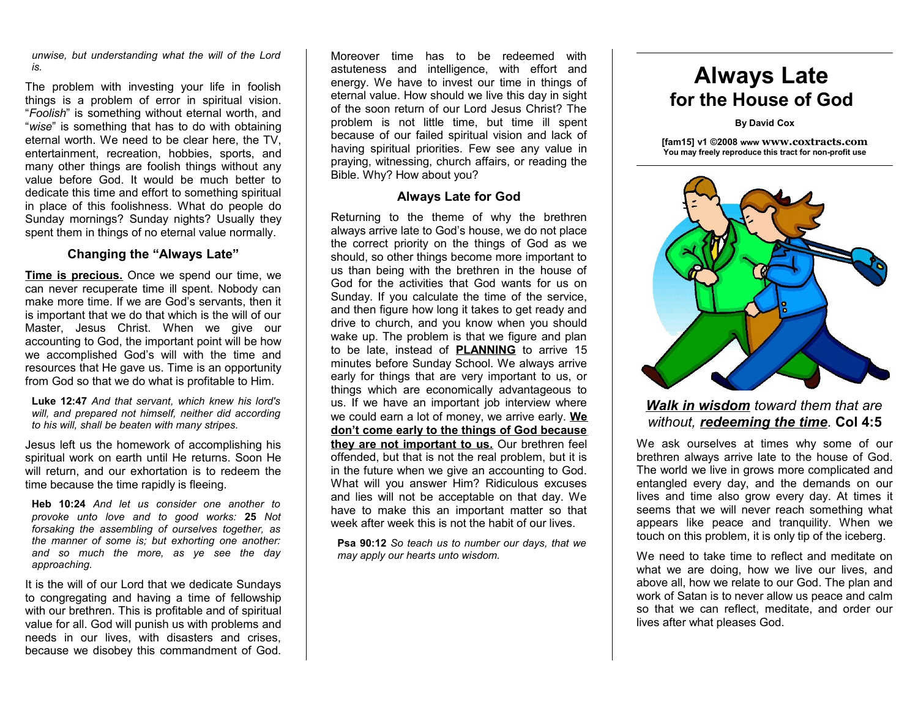*unwise, but understanding what the will of the Lord is.*

The problem with investing your life in foolish things is a problem of error in spiritual vision. "*Foolish*" is something without eternal worth, and "*wise*" is something that has to do with obtaining eternal worth. We need to be clear here, the TV, entertainment, recreation, hobbies, sports, and many other things are foolish things without any value before God. It would be much better to dedicate this time and effort to something spiritual in place of this foolishness. What do people do Sunday mornings? Sunday nights? Usually they spent them in things of no eternal value normally.

### Changing the "Always Late"

**Time is precious.** Once we spend our time, we can never recuperate time ill spent. Nobody can make more time. If we are God's servants, then it is important that we do that which is the will of our Master, Jesus Christ. When we give our accounting to God, the important point will be how we accomplished God's will with the time and resources that He gave us. Time is an opportunity from God so that we do what is profitable to Him.

> **Luke 12:47** *And that servant, which knew his lord's will, and prepared not himself, neither did according to his will, shall be beaten with many stripes.*

Jesus left us the homework of accomplishing his spiritual work on earth until He returns. Soon He will return, and our exhortation is to redeem the time because the time rapidly is fleeing.

> **Heb 10:24** *And let us consider one another to provoke unto love and to good works:* **25** *Not forsaking the assembling of ourselves together, as the manner of some is; but exhorting one another: and so much the more, as ye see the day approaching.*

It is the will of our Lord that we dedicate Sundays to congregating and having a time of fellowship with our brethren. This is profitable and of spiritual value for all. God will punish us with problems and needs in our lives, with disasters and crises, because we disobey this commandment of God.

Moreover time has to be redeemed with astuteness and intelligence, with effort and energy. We have to invest our time in things of eternal value. How should we live this day in sight of the soon return of our Lord Jesus Christ? The problem is not little time, but time ill spent because of our failed spiritual vision and lack of having spiritual priorities. Few see any value in praying, witnessing, church affairs, or reading the Bible. Why? How about you?

### Always Late for God

Returning to the theme of why the brethren always arrive late to God's house, we do not place the correct priority on the things of God as we should, so other things become more important to us than being with the brethren in the house of God for the activities that God wants for us on Sunday. If you calculate the time of the service, and then figure how long it takes to get ready and drive to church, and you know when you should wake up. The problem is that we figure and plan to be late, instead of **PLANNING** to arrive 15 minutes before Sunday School. We always arrive early for things that are very important to us, or things which are economically advantageous to us. If we have an important job interview where we could earn a lot of money, we arrive early. **We don't come early to the things of God because they are not important to us.** Our brethren feel offended, but that is not the real problem, but it is in the future when we give an accounting to God. What will you answer Him? Ridiculous excuses and lies will not be acceptable on that day. We have to make this an important matter so that week after week this is not the habit of our lives.

> **Psa 90:12** *So teach us to number our days, that we may apply our hearts unto wisdom.*

# Always Late
## for the House of God

**By David Cox**

**[fam15] v1 ©2008 www www.coxtracts.com**
**You may freely reproduce this tract for non-profit use**

***Walk in wisdom*** *toward them that are without,* ***redeeming the time****.* **Col 4:5**

We ask ourselves at times why some of our brethren always arrive late to the house of God. The world we live in grows more complicated and entangled every day, and the demands on our lives and time also grow every day. At times it seems that we will never reach something what appears like peace and tranquility. When we touch on this problem, it is only tip of the iceberg.

We need to take time to reflect and meditate on what we are doing, how we live our lives, and above all, how we relate to our God. The plan and work of Satan is to never allow us peace and calm so that we can reflect, meditate, and order our lives after what pleases God.